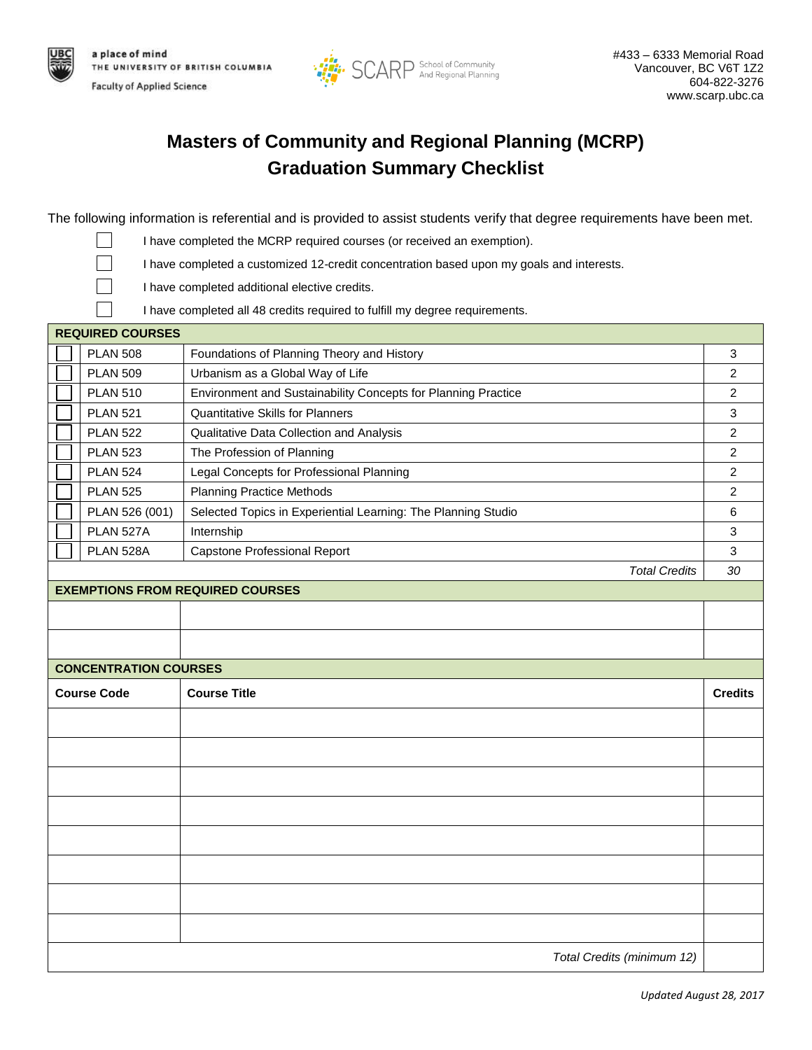a place of mind
THE UNIVERSITY OF BRITISH COLUMBIA
Faculty of Applied Science

SCARP School of Community And Regional Planning

#433 – 6333 Memorial Road
Vancouver, BC V6T 1Z2
604-822-3276
www.scarp.ubc.ca

# Masters of Community and Regional Planning (MCRP)
# Graduation Summary Checklist

The following information is referential and is provided to assist students verify that degree requirements have been met.

- ☐ I have completed the MCRP required courses (or received an exemption).
- ☐ I have completed a customized 12-credit concentration based upon my goals and interests.
- ☐ I have completed additional elective credits.
- ☐ I have completed all 48 credits required to fulfill my degree requirements.

| REQUIRED COURSES | | | |
|---|---|---|---|
| ☐ | PLAN 508 | Foundations of Planning Theory and History | 3 |
| ☐ | PLAN 509 | Urbanism as a Global Way of Life | 2 |
| ☐ | PLAN 510 | Environment and Sustainability Concepts for Planning Practice | 2 |
| ☐ | PLAN 521 | Quantitative Skills for Planners | 3 |
| ☐ | PLAN 522 | Qualitative Data Collection and Analysis | 2 |
| ☐ | PLAN 523 | The Profession of Planning | 2 |
| ☐ | PLAN 524 | Legal Concepts for Professional Planning | 2 |
| ☐ | PLAN 525 | Planning Practice Methods | 2 |
| ☐ | PLAN 526 (001) | Selected Topics in Experiential Learning: The Planning Studio | 6 |
| ☐ | PLAN 527A | Internship | 3 |
| ☐ | PLAN 528A | Capstone Professional Report | 3 |
| | | *Total Credits* | *30* |

| EXEMPTIONS FROM REQUIRED COURSES | | |
|---|---|---|
| | | |
| | | |

| CONCENTRATION COURSES | | |
|---|---|---|
| **Course Code** | **Course Title** | **Credits** |
| | | |
| | | |
| | | |
| | | |
| | | |
| | | |
| | | |
| | | |
| | *Total Credits (minimum 12)* | |

*Updated August 28, 2017*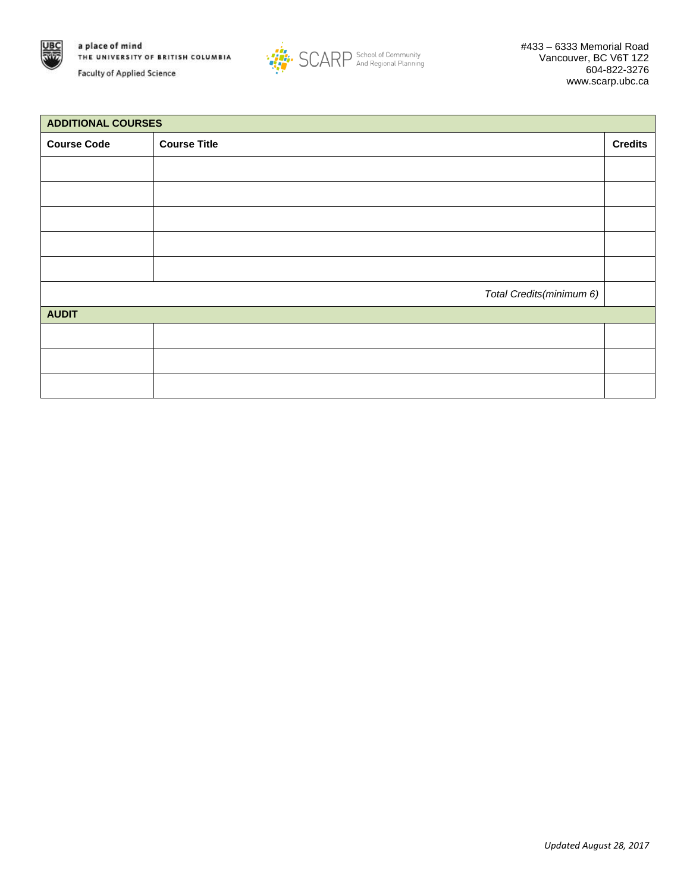a place of mind
THE UNIVERSITY OF BRITISH COLUMBIA
Faculty of Applied Science

SCARP School of Community And Regional Planning

#433 – 6333 Memorial Road
Vancouver, BC V6T 1Z2
604-822-3276
www.scarp.ubc.ca

| ADDITIONAL COURSES | | |
|---|---|---|
| **Course Code** | **Course Title** | **Credits** |
| | | |
| | | |
| | | |
| | | |
| | | |
| | *Total Credits(minimum 6)* | |
| **AUDIT** | | |
| | | |
| | | |
| | | |

*Updated August 28, 2017*